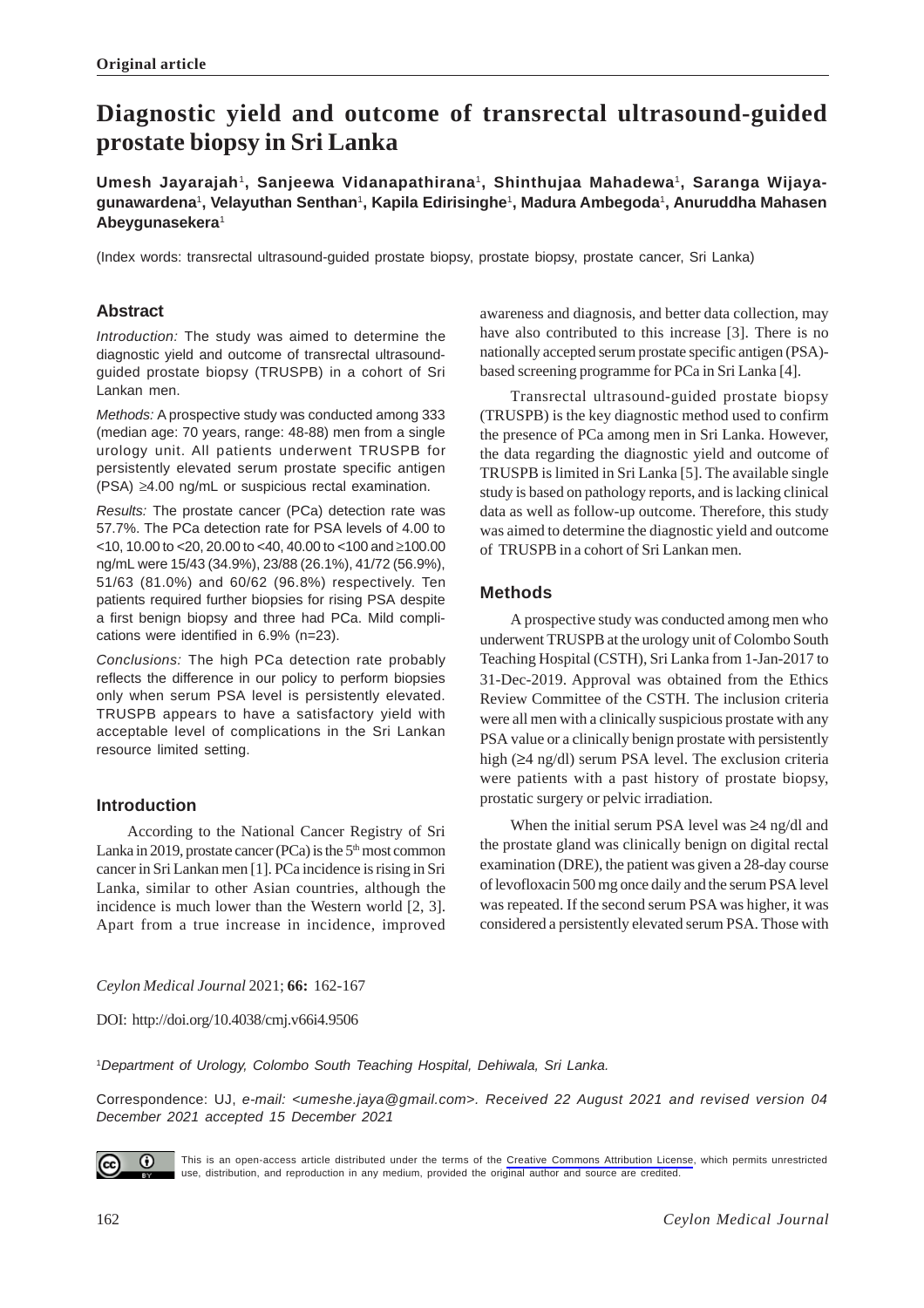**Original article**

# Diagnostic yield and outcome of transrectal ultrasound-guided prostate biopsy in Sri Lanka

**Umesh Jayarajah**[1], **Sanjeewa Vidanapathirana**[1], **Shinthujaa Mahadewa**[1], **Saranga Wijayagunawardena**[1], **Velayuthan Senthan**[1], **Kapila Edirisinghe**[1], **Madura Ambegoda**[1], **Anuruddha Mahasen Abeygunasekera**[1]

(Index words: transrectal ultrasound-guided prostate biopsy, prostate biopsy, prostate cancer, Sri Lanka)

## Abstract

*Introduction:* The study was aimed to determine the diagnostic yield and outcome of transrectal ultrasound-guided prostate biopsy (TRUSPB) in a cohort of Sri Lankan men.

*Methods:* A prospective study was conducted among 333 (median age: 70 years, range: 48-88) men from a single urology unit. All patients underwent TRUSPB for persistently elevated serum prostate specific antigen (PSA) ≥4.00 ng/mL or suspicious rectal examination.

*Results:* The prostate cancer (PCa) detection rate was 57.7%. The PCa detection rate for PSA levels of 4.00 to <10, 10.00 to <20, 20.00 to <40, 40.00 to <100 and ≥100.00 ng/mL were 15/43 (34.9%), 23/88 (26.1%), 41/72 (56.9%), 51/63 (81.0%) and 60/62 (96.8%) respectively. Ten patients required further biopsies for rising PSA despite a first benign biopsy and three had PCa. Mild complications were identified in 6.9% (n=23).

*Conclusions:* The high PCa detection rate probably reflects the difference in our policy to perform biopsies only when serum PSA level is persistently elevated. TRUSPB appears to have a satisfactory yield with acceptable level of complications in the Sri Lankan resource limited setting.

## Introduction

According to the National Cancer Registry of Sri Lanka in 2019, prostate cancer (PCa) is the 5th most common cancer in Sri Lankan men [1]. PCa incidence is rising in Sri Lanka, similar to other Asian countries, although the incidence is much lower than the Western world [2, 3]. Apart from a true increase in incidence, improved awareness and diagnosis, and better data collection, may have also contributed to this increase [3]. There is no nationally accepted serum prostate specific antigen (PSA)-based screening programme for PCa in Sri Lanka [4].

Transrectal ultrasound-guided prostate biopsy (TRUSPB) is the key diagnostic method used to confirm the presence of PCa among men in Sri Lanka. However, the data regarding the diagnostic yield and outcome of TRUSPB is limited in Sri Lanka [5]. The available single study is based on pathology reports, and is lacking clinical data as well as follow-up outcome. Therefore, this study was aimed to determine the diagnostic yield and outcome of TRUSPB in a cohort of Sri Lankan men.

## Methods

A prospective study was conducted among men who underwent TRUSPB at the urology unit of Colombo South Teaching Hospital (CSTH), Sri Lanka from 1-Jan-2017 to 31-Dec-2019. Approval was obtained from the Ethics Review Committee of the CSTH. The inclusion criteria were all men with a clinically suspicious prostate with any PSA value or a clinically benign prostate with persistently high (≥4 ng/dl) serum PSA level. The exclusion criteria were patients with a past history of prostate biopsy, prostatic surgery or pelvic irradiation.

When the initial serum PSA level was ≥4 ng/dl and the prostate gland was clinically benign on digital rectal examination (DRE), the patient was given a 28-day course of levofloxacin 500 mg once daily and the serum PSA level was repeated. If the second serum PSA was higher, it was considered a persistently elevated serum PSA. Those with

*Ceylon Medical Journal* 2021; **66:** 162-167

DOI: http://doi.org/10.4038/cmj.v66i4.9506

[1]*Department of Urology, Colombo South Teaching Hospital, Dehiwala, Sri Lanka.*

Correspondence: UJ, *e-mail: <umeshe.jaya@gmail.com>. Received 22 August 2021 and revised version 04 December 2021 accepted 15 December 2021*

This is an open-access article distributed under the terms of the Creative Commons Attribution License, which permits unrestricted use, distribution, and reproduction in any medium, provided the original author and source are credited.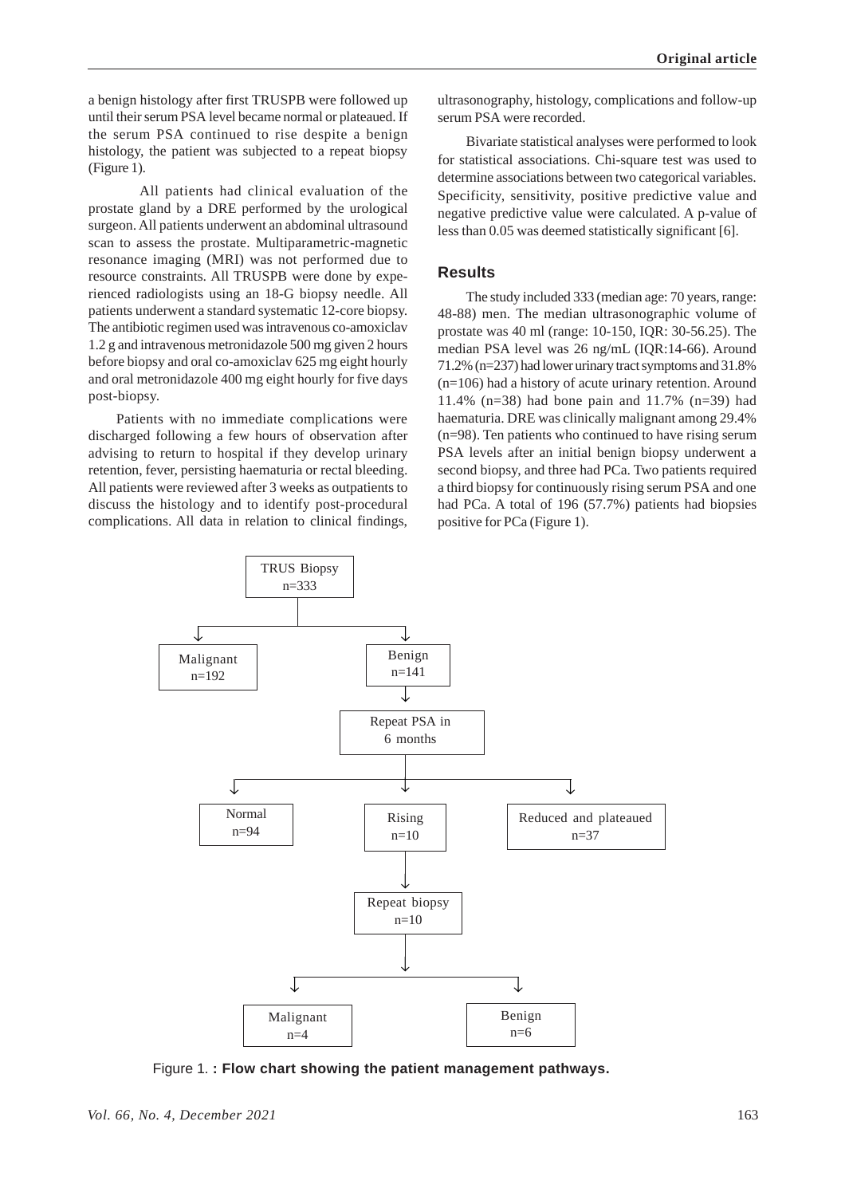a benign histology after first TRUSPB were followed up until their serum PSA level became normal or plateaued. If the serum PSA continued to rise despite a benign histology, the patient was subjected to a repeat biopsy (Figure 1).

All patients had clinical evaluation of the prostate gland by a DRE performed by the urological surgeon. All patients underwent an abdominal ultrasound scan to assess the prostate. Multiparametric-magnetic resonance imaging (MRI) was not performed due to resource constraints. All TRUSPB were done by experienced radiologists using an 18-G biopsy needle. All patients underwent a standard systematic 12-core biopsy. The antibiotic regimen used was intravenous co-amoxiclav 1.2 g and intravenous metronidazole 500 mg given 2 hours before biopsy and oral co-amoxiclav 625 mg eight hourly and oral metronidazole 400 mg eight hourly for five days post-biopsy.

Patients with no immediate complications were discharged following a few hours of observation after advising to return to hospital if they develop urinary retention, fever, persisting haematuria or rectal bleeding. All patients were reviewed after 3 weeks as outpatients to discuss the histology and to identify post-procedural complications. All data in relation to clinical findings, ultrasonography, histology, complications and follow-up serum PSA were recorded.

Bivariate statistical analyses were performed to look for statistical associations. Chi-square test was used to determine associations between two categorical variables. Specificity, sensitivity, positive predictive value and negative predictive value were calculated. A p-value of less than 0.05 was deemed statistically significant [6].

## Results

The study included 333 (median age: 70 years, range: 48-88) men. The median ultrasonographic volume of prostate was 40 ml (range: 10-150, IQR: 30-56.25). The median PSA level was 26 ng/mL (IQR:14-66). Around 71.2% (n=237) had lower urinary tract symptoms and 31.8% (n=106) had a history of acute urinary retention. Around 11.4% (n=38) had bone pain and 11.7% (n=39) had haematuria. DRE was clinically malignant among 29.4% (n=98). Ten patients who continued to have rising serum PSA levels after an initial benign biopsy underwent a second biopsy, and three had PCa. Two patients required a third biopsy for continuously rising serum PSA and one had PCa. A total of 196 (57.7%) patients had biopsies positive for PCa (Figure 1).

TRUS Biopsy n=333
- Malignant n=192
- Benign n=141
  - Repeat PSA in 6 months
    - Normal n=94
    - Rising n=10
      - Repeat biopsy n=10
        - Malignant n=4
        - Benign n=6
    - Reduced and plateaued n=37

Figure 1. **: Flow chart showing the patient management pathways.**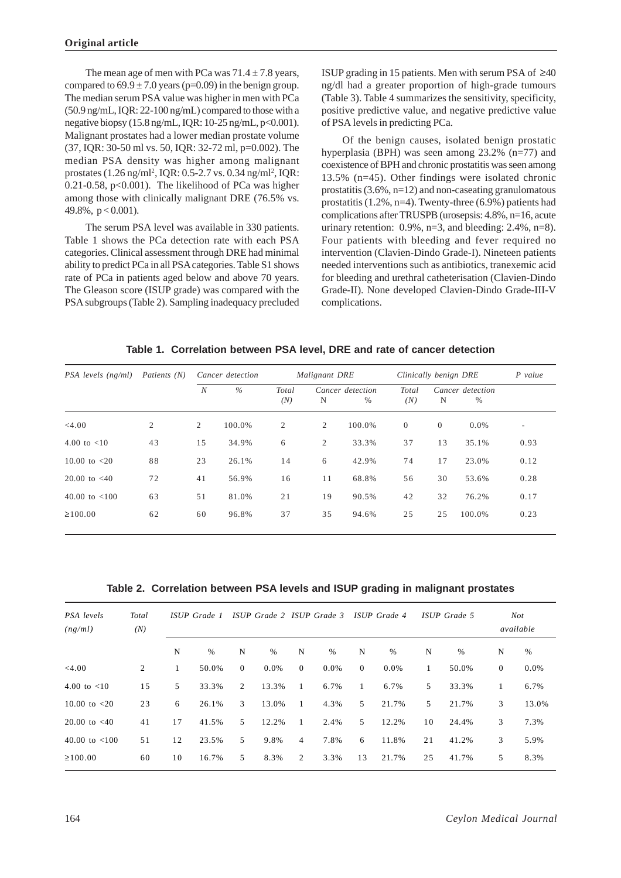**Original article**

The mean age of men with PCa was 71.4 ± 7.8 years, compared to 69.9 ± 7.0 years (p=0.09) in the benign group. The median serum PSA value was higher in men with PCa (50.9 ng/mL, IQR: 22-100 ng/mL) compared to those with a negative biopsy (15.8 ng/mL, IQR: 10-25 ng/mL, p<0.001). Malignant prostates had a lower median prostate volume (37, IQR: 30-50 ml vs. 50, IQR: 32-72 ml, p=0.002). The median PSA density was higher among malignant prostates (1.26 ng/ml$^2$, IQR: 0.5-2.7 vs. 0.34 ng/ml$^2$, IQR: 0.21-0.58, p<0.001). The likelihood of PCa was higher among those with clinically malignant DRE (76.5% vs. 49.8%, p < 0.001).

The serum PSA level was available in 330 patients. Table 1 shows the PCa detection rate with each PSA categories. Clinical assessment through DRE had minimal ability to predict PCa in all PSA categories. Table S1 shows rate of PCa in patients aged below and above 70 years. The Gleason score (ISUP grade) was compared with the PSA subgroups (Table 2). Sampling inadequacy precluded ISUP grading in 15 patients. Men with serum PSA of ≥40 ng/dl had a greater proportion of high-grade tumours (Table 3). Table 4 summarizes the sensitivity, specificity, positive predictive value, and negative predictive value of PSA levels in predicting PCa.

Of the benign causes, isolated benign prostatic hyperplasia (BPH) was seen among 23.2% (n=77) and coexistence of BPH and chronic prostatitis was seen among 13.5% (n=45). Other findings were isolated chronic prostatitis (3.6%, n=12) and non-caseating granulomatous prostatitis (1.2%, n=4). Twenty-three (6.9%) patients had complications after TRUSPB (urosepsis: 4.8%, n=16, acute urinary retention: 0.9%, n=3, and bleeding: 2.4%, n=8). Four patients with bleeding and fever required no intervention (Clavien-Dindo Grade-I). Nineteen patients needed interventions such as antibiotics, tranexemic acid for bleeding and urethral catheterisation (Clavien-Dindo Grade-II). None developed Clavien-Dindo Grade-III-V complications.

**Table 1. Correlation between PSA level, DRE and rate of cancer detection**

| *PSA levels (ng/ml)* | *Patients (N)* | *Cancer detection* | | *Malignant DRE* | | | *Clinically benign DRE* | | | *P value* |
|---|---|---|---|---|---|---|---|---|---|---|
| | | *N* | *%* | *Total (N)* | *Cancer detection* N | % | *Total (N)* | *Cancer detection* N | % | |
| <4.00 | 2 | 2 | 100.0% | 2 | 2 | 100.0% | 0 | 0 | 0.0% | - |
| 4.00 to <10 | 43 | 15 | 34.9% | 6 | 2 | 33.3% | 37 | 13 | 35.1% | 0.93 |
| 10.00 to <20 | 88 | 23 | 26.1% | 14 | 6 | 42.9% | 74 | 17 | 23.0% | 0.12 |
| 20.00 to <40 | 72 | 41 | 56.9% | 16 | 11 | 68.8% | 56 | 30 | 53.6% | 0.28 |
| 40.00 to <100 | 63 | 51 | 81.0% | 21 | 19 | 90.5% | 42 | 32 | 76.2% | 0.17 |
| ≥100.00 | 62 | 60 | 96.8% | 37 | 35 | 94.6% | 25 | 25 | 100.0% | 0.23 |

**Table 2. Correlation between PSA levels and ISUP grading in malignant prostates**

| *PSA levels (ng/ml)* | *Total (N)* | *ISUP Grade 1* | | *ISUP Grade 2* | | *ISUP Grade 3* | | *ISUP Grade 4* | | *ISUP Grade 5* | | *Not available* | |
|---|---|---|---|---|---|---|---|---|---|---|---|---|---|
| | | N | % | N | % | N | % | N | % | N | % | N | % |
| <4.00 | 2 | 1 | 50.0% | 0 | 0.0% | 0 | 0.0% | 0 | 0.0% | 1 | 50.0% | 0 | 0.0% |
| 4.00 to <10 | 15 | 5 | 33.3% | 2 | 13.3% | 1 | 6.7% | 1 | 6.7% | 5 | 33.3% | 1 | 6.7% |
| 10.00 to <20 | 23 | 6 | 26.1% | 3 | 13.0% | 1 | 4.3% | 5 | 21.7% | 5 | 21.7% | 3 | 13.0% |
| 20.00 to <40 | 41 | 17 | 41.5% | 5 | 12.2% | 1 | 2.4% | 5 | 12.2% | 10 | 24.4% | 3 | 7.3% |
| 40.00 to <100 | 51 | 12 | 23.5% | 5 | 9.8% | 4 | 7.8% | 6 | 11.8% | 21 | 41.2% | 3 | 5.9% |
| ≥100.00 | 60 | 10 | 16.7% | 5 | 8.3% | 2 | 3.3% | 13 | 21.7% | 25 | 41.7% | 5 | 8.3% |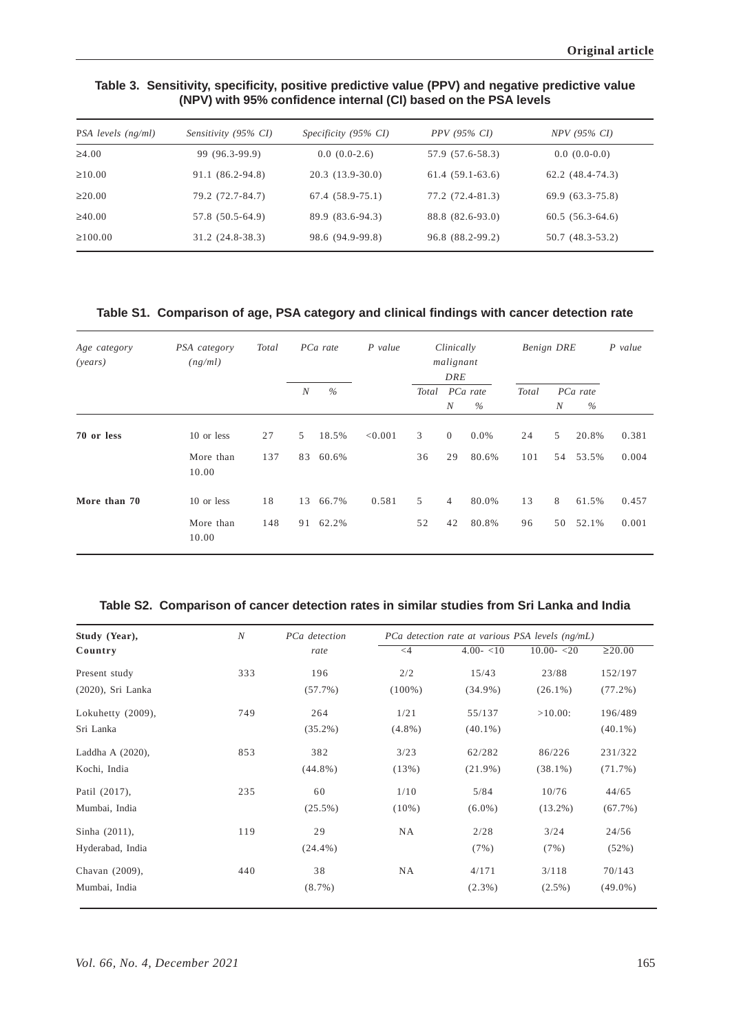**Table 3. Sensitivity, specificity, positive predictive value (PPV) and negative predictive value (NPV) with 95% confidence internal (CI) based on the PSA levels**

| *PSA levels (ng/ml)* | *Sensitivity (95% CI)* | *Specificity (95% CI)* | *PPV (95% CI)* | *NPV (95% CI)* |
|---|---|---|---|---|
| ≥4.00 | 99 (96.3-99.9) | 0.0 (0.0-2.6) | 57.9 (57.6-58.3) | 0.0 (0.0-0.0) |
| ≥10.00 | 91.1 (86.2-94.8) | 20.3 (13.9-30.0) | 61.4 (59.1-63.6) | 62.2 (48.4-74.3) |
| ≥20.00 | 79.2 (72.7-84.7) | 67.4 (58.9-75.1) | 77.2 (72.4-81.3) | 69.9 (63.3-75.8) |
| ≥40.00 | 57.8 (50.5-64.9) | 89.9 (83.6-94.3) | 88.8 (82.6-93.0) | 60.5 (56.3-64.6) |
| ≥100.00 | 31.2 (24.8-38.3) | 98.6 (94.9-99.8) | 96.8 (88.2-99.2) | 50.7 (48.3-53.2) |

**Table S1. Comparison of age, PSA category and clinical findings with cancer detection rate**

| *Age category (years)* | *PSA category (ng/ml)* | *Total* | *PCa rate* | | *P value* | *Clinically malignant DRE* | | | *Benign DRE* | | | *P value* |
|---|---|---|---|---|---|---|---|---|---|---|---|---|
| | | | *N* | *%* | | *Total* | *PCa rate N* | *%* | *Total* | *PCa rate N* | *%* | |
| **70 or less** | 10 or less | 27 | 5 | 18.5% | <0.001 | 3 | 0 | 0.0% | 24 | 5 | 20.8% | 0.381 |
| | More than 10.00 | 137 | 83 | 60.6% | | 36 | 29 | 80.6% | 101 | 54 | 53.5% | 0.004 |
| **More than 70** | 10 or less | 18 | 13 | 66.7% | 0.581 | 5 | 4 | 80.0% | 13 | 8 | 61.5% | 0.457 |
| | More than 10.00 | 148 | 91 | 62.2% | | 52 | 42 | 80.8% | 96 | 50 | 52.1% | 0.001 |

**Table S2. Comparison of cancer detection rates in similar studies from Sri Lanka and India**

| **Study (Year), Country** | *N* | *PCa detection rate* | *PCa detection rate at various PSA levels (ng/mL)* | | | |
|---|---|---|---|---|---|---|
| | | | <4 | 4.00- <10 | 10.00- <20 | ≥20.00 |
| Present study (2020), Sri Lanka | 333 | 196 (57.7%) | 2/2 (100%) | 15/43 (34.9%) | 23/88 (26.1%) | 152/197 (77.2%) |
| Lokuhetty (2009), Sri Lanka | 749 | 264 (35.2%) | 1/21 (4.8%) | 55/137 (40.1%) | >10.00: | 196/489 (40.1%) |
| Laddha A (2020), Kochi, India | 853 | 382 (44.8%) | 3/23 (13%) | 62/282 (21.9%) | 86/226 (38.1%) | 231/322 (71.7%) |
| Patil (2017), Mumbai, India | 235 | 60 (25.5%) | 1/10 (10%) | 5/84 (6.0%) | 10/76 (13.2%) | 44/65 (67.7%) |
| Sinha (2011), Hyderabad, India | 119 | 29 (24.4%) | NA | 2/28 (7%) | 3/24 (7%) | 24/56 (52%) |
| Chavan (2009), Mumbai, India | 440 | 38 (8.7%) | NA | 4/171 (2.3%) | 3/118 (2.5%) | 70/143 (49.0%) |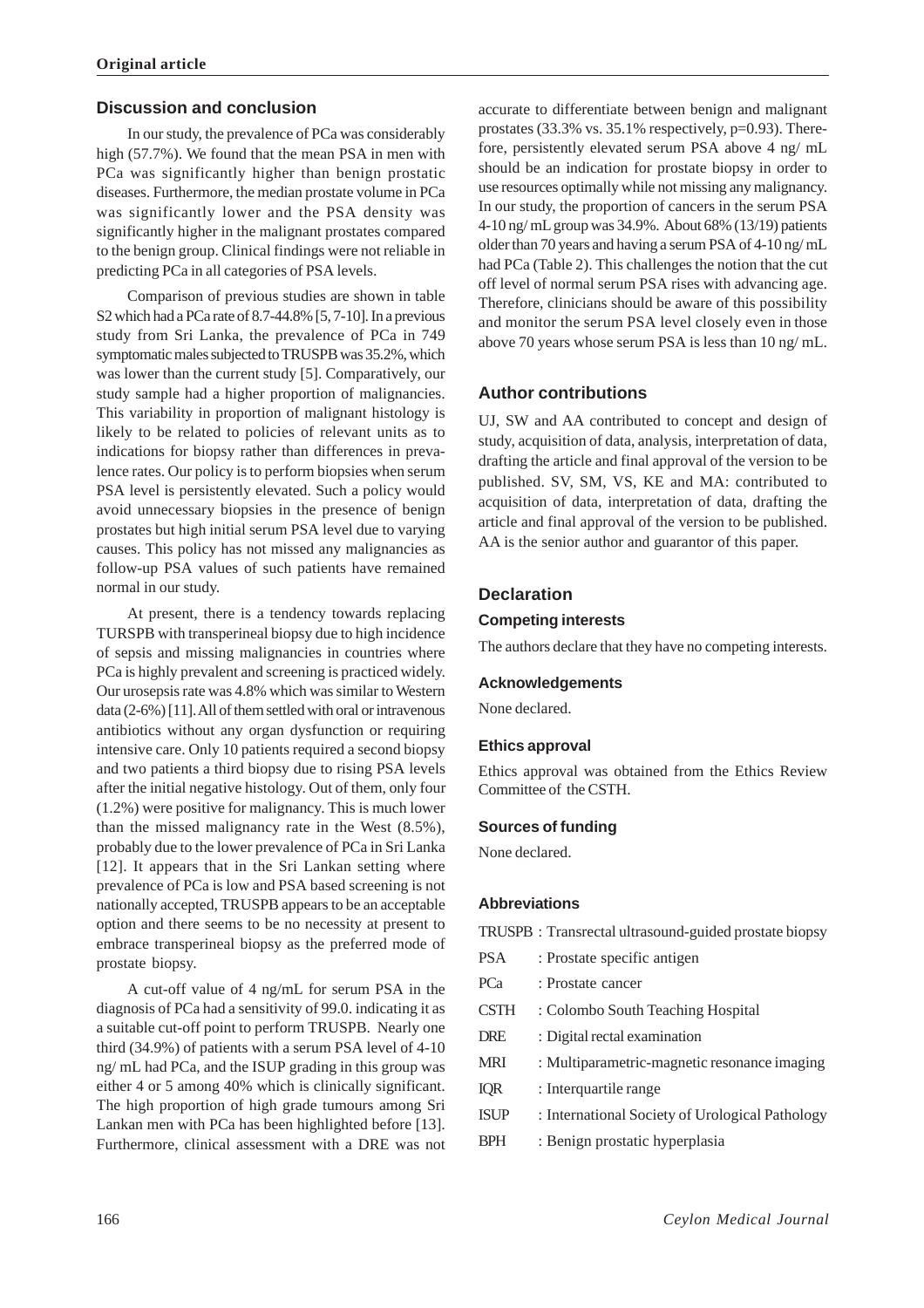## Discussion and conclusion

In our study, the prevalence of PCa was considerably high (57.7%). We found that the mean PSA in men with PCa was significantly higher than benign prostatic diseases. Furthermore, the median prostate volume in PCa was significantly lower and the PSA density was significantly higher in the malignant prostates compared to the benign group. Clinical findings were not reliable in predicting PCa in all categories of PSA levels.

Comparison of previous studies are shown in table S2 which had a PCa rate of 8.7-44.8% [5, 7-10]. In a previous study from Sri Lanka, the prevalence of PCa in 749 symptomatic males subjected to TRUSPB was 35.2%, which was lower than the current study [5]. Comparatively, our study sample had a higher proportion of malignancies. This variability in proportion of malignant histology is likely to be related to policies of relevant units as to indications for biopsy rather than differences in prevalence rates. Our policy is to perform biopsies when serum PSA level is persistently elevated. Such a policy would avoid unnecessary biopsies in the presence of benign prostates but high initial serum PSA level due to varying causes. This policy has not missed any malignancies as follow-up PSA values of such patients have remained normal in our study.

At present, there is a tendency towards replacing TURSPB with transperineal biopsy due to high incidence of sepsis and missing malignancies in countries where PCa is highly prevalent and screening is practiced widely. Our urosepsis rate was 4.8% which was similar to Western data (2-6%) [11]. All of them settled with oral or intravenous antibiotics without any organ dysfunction or requiring intensive care. Only 10 patients required a second biopsy and two patients a third biopsy due to rising PSA levels after the initial negative histology. Out of them, only four (1.2%) were positive for malignancy. This is much lower than the missed malignancy rate in the West (8.5%), probably due to the lower prevalence of PCa in Sri Lanka [12]. It appears that in the Sri Lankan setting where prevalence of PCa is low and PSA based screening is not nationally accepted, TRUSPB appears to be an acceptable option and there seems to be no necessity at present to embrace transperineal biopsy as the preferred mode of prostate biopsy.

A cut-off value of 4 ng/mL for serum PSA in the diagnosis of PCa had a sensitivity of 99.0. indicating it as a suitable cut-off point to perform TRUSPB. Nearly one third (34.9%) of patients with a serum PSA level of 4-10 ng/ mL had PCa, and the ISUP grading in this group was either 4 or 5 among 40% which is clinically significant. The high proportion of high grade tumours among Sri Lankan men with PCa has been highlighted before [13]. Furthermore, clinical assessment with a DRE was not accurate to differentiate between benign and malignant prostates (33.3% vs. 35.1% respectively, p=0.93). Therefore, persistently elevated serum PSA above 4 ng/ mL should be an indication for prostate biopsy in order to use resources optimally while not missing any malignancy. In our study, the proportion of cancers in the serum PSA 4-10 ng/ mL group was 34.9%. About 68% (13/19) patients older than 70 years and having a serum PSA of 4-10 ng/ mL had PCa (Table 2). This challenges the notion that the cut off level of normal serum PSA rises with advancing age. Therefore, clinicians should be aware of this possibility and monitor the serum PSA level closely even in those above 70 years whose serum PSA is less than 10 ng/ mL.

## Author contributions

UJ, SW and AA contributed to concept and design of study, acquisition of data, analysis, interpretation of data, drafting the article and final approval of the version to be published. SV, SM, VS, KE and MA: contributed to acquisition of data, interpretation of data, drafting the article and final approval of the version to be published. AA is the senior author and guarantor of this paper.

## Declaration

### Competing interests

The authors declare that they have no competing interests.

### Acknowledgements

None declared.

### Ethics approval

Ethics approval was obtained from the Ethics Review Committee of the CSTH.

### Sources of funding

None declared.

### Abbreviations

- TRUSPB : Transrectal ultrasound-guided prostate biopsy
- PSA : Prostate specific antigen
- PCa : Prostate cancer
- CSTH : Colombo South Teaching Hospital
- DRE : Digital rectal examination
- MRI : Multiparametric-magnetic resonance imaging
- IQR : Interquartile range
- ISUP : International Society of Urological Pathology
- BPH : Benign prostatic hyperplasia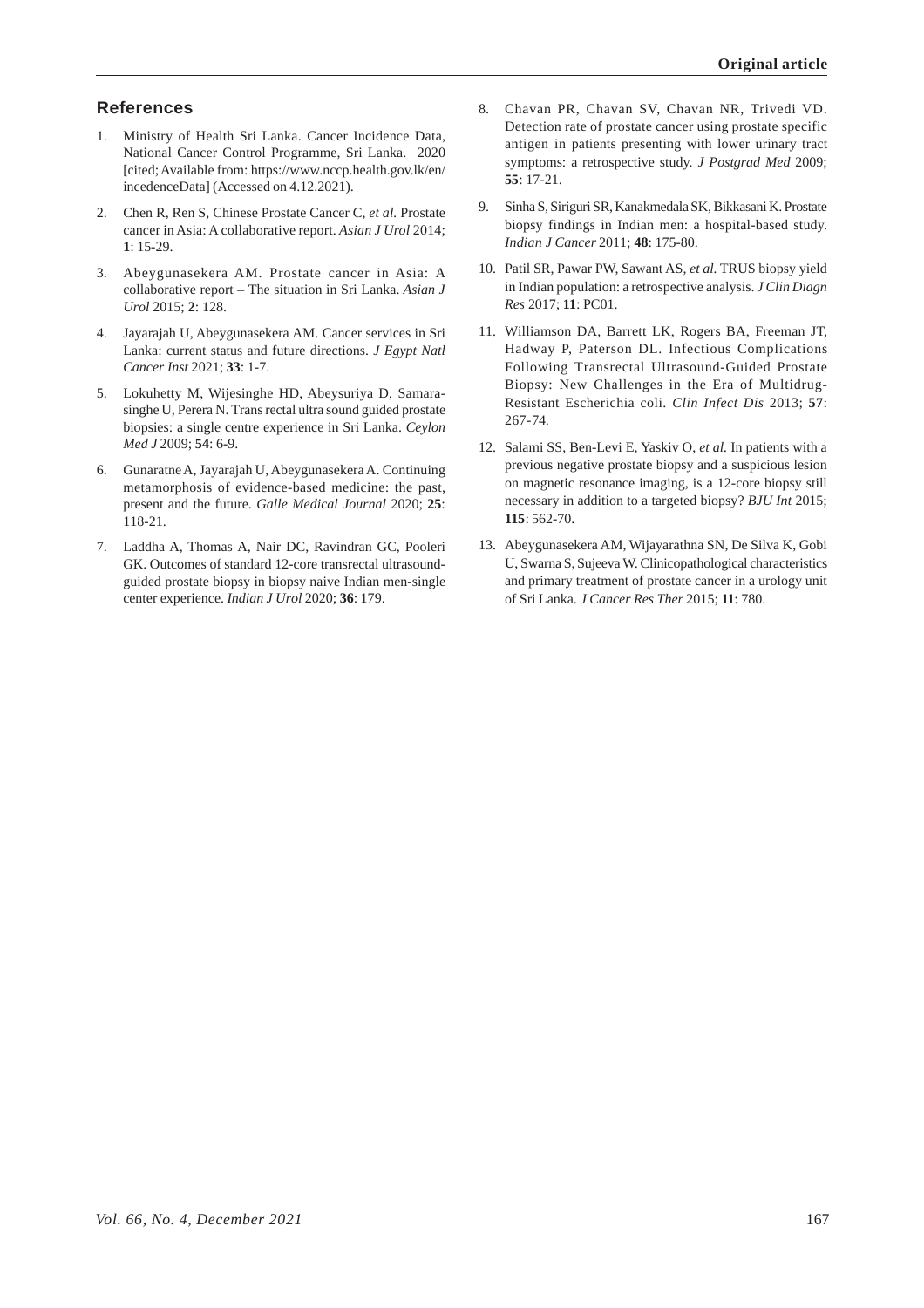## References

1. Ministry of Health Sri Lanka. Cancer Incidence Data, National Cancer Control Programme, Sri Lanka. 2020 [cited; Available from: https://www.nccp.health.gov.lk/en/incedenceData] (Accessed on 4.12.2021).
2. Chen R, Ren S, Chinese Prostate Cancer C, *et al.* Prostate cancer in Asia: A collaborative report. *Asian J Urol* 2014; **1**: 15-29.
3. Abeygunasekera AM. Prostate cancer in Asia: A collaborative report – The situation in Sri Lanka. *Asian J Urol* 2015; **2**: 128.
4. Jayarajah U, Abeygunasekera AM. Cancer services in Sri Lanka: current status and future directions. *J Egypt Natl Cancer Inst* 2021; **33**: 1-7.
5. Lokuhetty M, Wijesinghe HD, Abeysuriya D, Samarasinghe U, Perera N. Trans rectal ultra sound guided prostate biopsies: a single centre experience in Sri Lanka. *Ceylon Med J* 2009; **54**: 6-9.
6. Gunaratne A, Jayarajah U, Abeygunasekera A. Continuing metamorphosis of evidence-based medicine: the past, present and the future. *Galle Medical Journal* 2020; **25**: 118-21.
7. Laddha A, Thomas A, Nair DC, Ravindran GC, Pooleri GK. Outcomes of standard 12-core transrectal ultrasound-guided prostate biopsy in biopsy naive Indian men-single center experience. *Indian J Urol* 2020; **36**: 179.
8. Chavan PR, Chavan SV, Chavan NR, Trivedi VD. Detection rate of prostate cancer using prostate specific antigen in patients presenting with lower urinary tract symptoms: a retrospective study. *J Postgrad Med* 2009; **55**: 17-21.
9. Sinha S, Siriguri SR, Kanakmedala SK, Bikkasani K. Prostate biopsy findings in Indian men: a hospital-based study. *Indian J Cancer* 2011; **48**: 175-80.
10. Patil SR, Pawar PW, Sawant AS, *et al.* TRUS biopsy yield in Indian population: a retrospective analysis. *J Clin Diagn Res* 2017; **11**: PC01.
11. Williamson DA, Barrett LK, Rogers BA, Freeman JT, Hadway P, Paterson DL. Infectious Complications Following Transrectal Ultrasound-Guided Prostate Biopsy: New Challenges in the Era of Multidrug-Resistant Escherichia coli. *Clin Infect Dis* 2013; **57**: 267-74.
12. Salami SS, Ben-Levi E, Yaskiv O, *et al.* In patients with a previous negative prostate biopsy and a suspicious lesion on magnetic resonance imaging, is a 12-core biopsy still necessary in addition to a targeted biopsy? *BJU Int* 2015; **115**: 562-70.
13. Abeygunasekera AM, Wijayarathna SN, De Silva K, Gobi U, Swarna S, Sujeeva W. Clinicopathological characteristics and primary treatment of prostate cancer in a urology unit of Sri Lanka. *J Cancer Res Ther* 2015; **11**: 780.